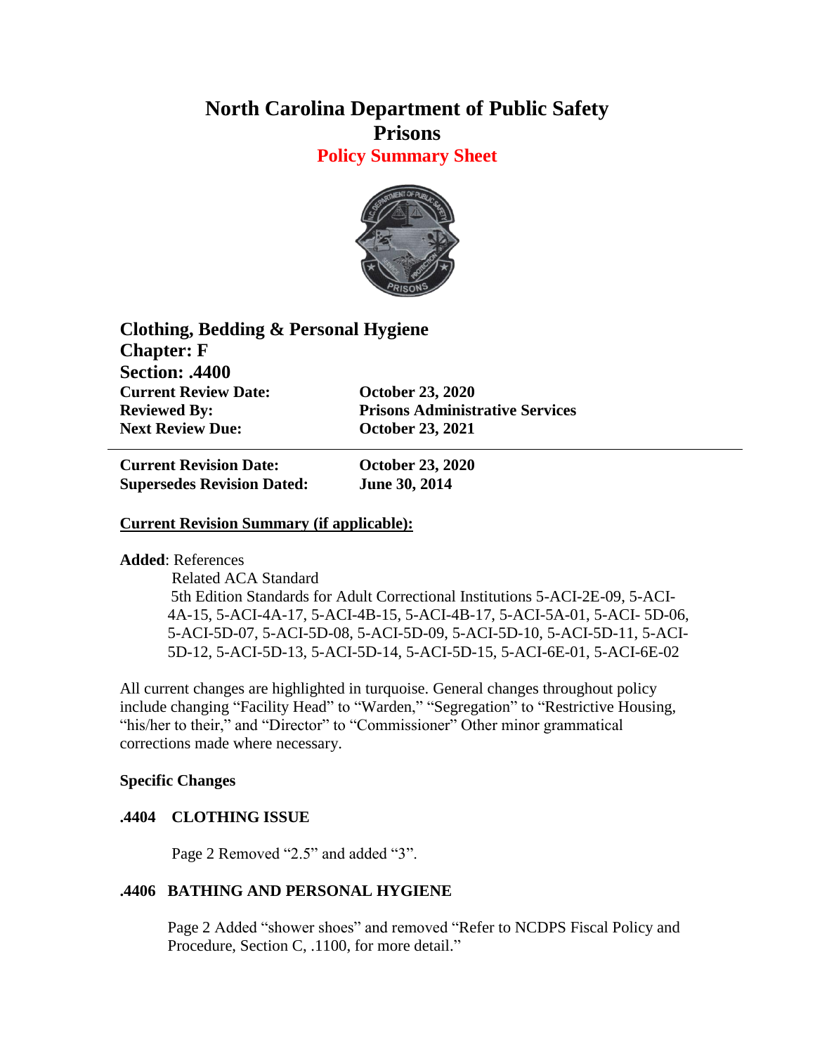# North Carolina Department of Public Safety
# Prisons
## Policy Summary Sheet

**Clothing, Bedding & Personal Hygiene**
**Chapter: F**
**Section: .4400**

| | |
|---|---|
| **Current Review Date:** | **October 23, 2020** |
| **Reviewed By:** | **Prisons Administrative Services** |
| **Next Review Due:** | **October 23, 2021** |

---

| | |
|---|---|
| **Current Revision Date:** | **October 23, 2020** |
| **Supersedes Revision Dated:** | **June 30, 2014** |

**Current Revision Summary (if applicable):**

**Added**: References

Related ACA Standard

5th Edition Standards for Adult Correctional Institutions 5-ACI-2E-09, 5-ACI-4A-15, 5-ACI-4A-17, 5-ACI-4B-15, 5-ACI-4B-17, 5-ACI-5A-01, 5-ACI- 5D-06, 5-ACI-5D-07, 5-ACI-5D-08, 5-ACI-5D-09, 5-ACI-5D-10, 5-ACI-5D-11, 5-ACI-5D-12, 5-ACI-5D-13, 5-ACI-5D-14, 5-ACI-5D-15, 5-ACI-6E-01, 5-ACI-6E-02

All current changes are highlighted in turquoise. General changes throughout policy include changing "Facility Head" to "Warden," "Segregation" to "Restrictive Housing, "his/her to their," and "Director" to "Commissioner" Other minor grammatical corrections made where necessary.

**Specific Changes**

**.4404 CLOTHING ISSUE**

Page 2 Removed "2.5" and added "3".

**.4406 BATHING AND PERSONAL HYGIENE**

Page 2 Added "shower shoes" and removed "Refer to NCDPS Fiscal Policy and Procedure, Section C, .1100, for more detail."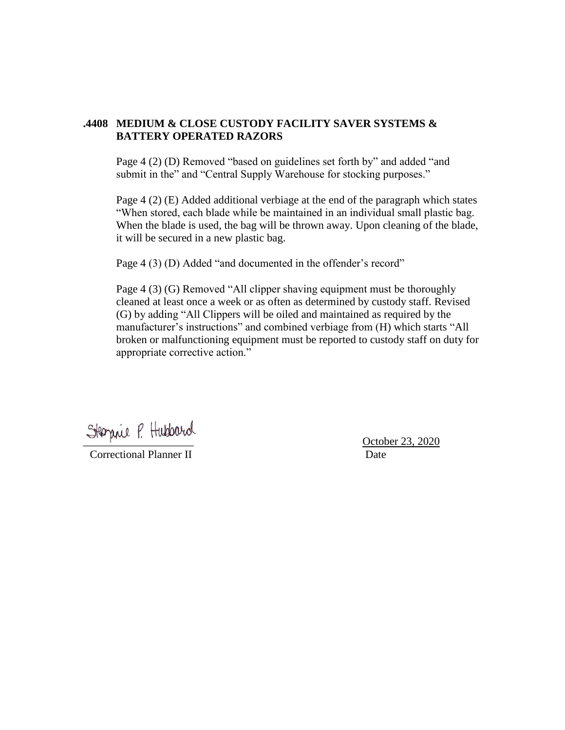**.4408 MEDIUM & CLOSE CUSTODY FACILITY SAVER SYSTEMS & BATTERY OPERATED RAZORS**

Page 4 (2) (D) Removed "based on guidelines set forth by" and added "and submit in the" and "Central Supply Warehouse for stocking purposes."

Page 4 (2) (E) Added additional verbiage at the end of the paragraph which states "When stored, each blade while be maintained in an individual small plastic bag. When the blade is used, the bag will be thrown away. Upon cleaning of the blade, it will be secured in a new plastic bag.

Page 4 (3) (D) Added "and documented in the offender's record"

Page 4 (3) (G) Removed "All clipper shaving equipment must be thoroughly cleaned at least once a week or as often as determined by custody staff. Revised (G) by adding "All Clippers will be oiled and maintained as required by the manufacturer's instructions" and combined verbiage from (H) which starts "All broken or malfunctioning equipment must be reported to custody staff on duty for appropriate corrective action."

Stephanie P. Hubbard
Correctional Planner II

October 23, 2020
Date